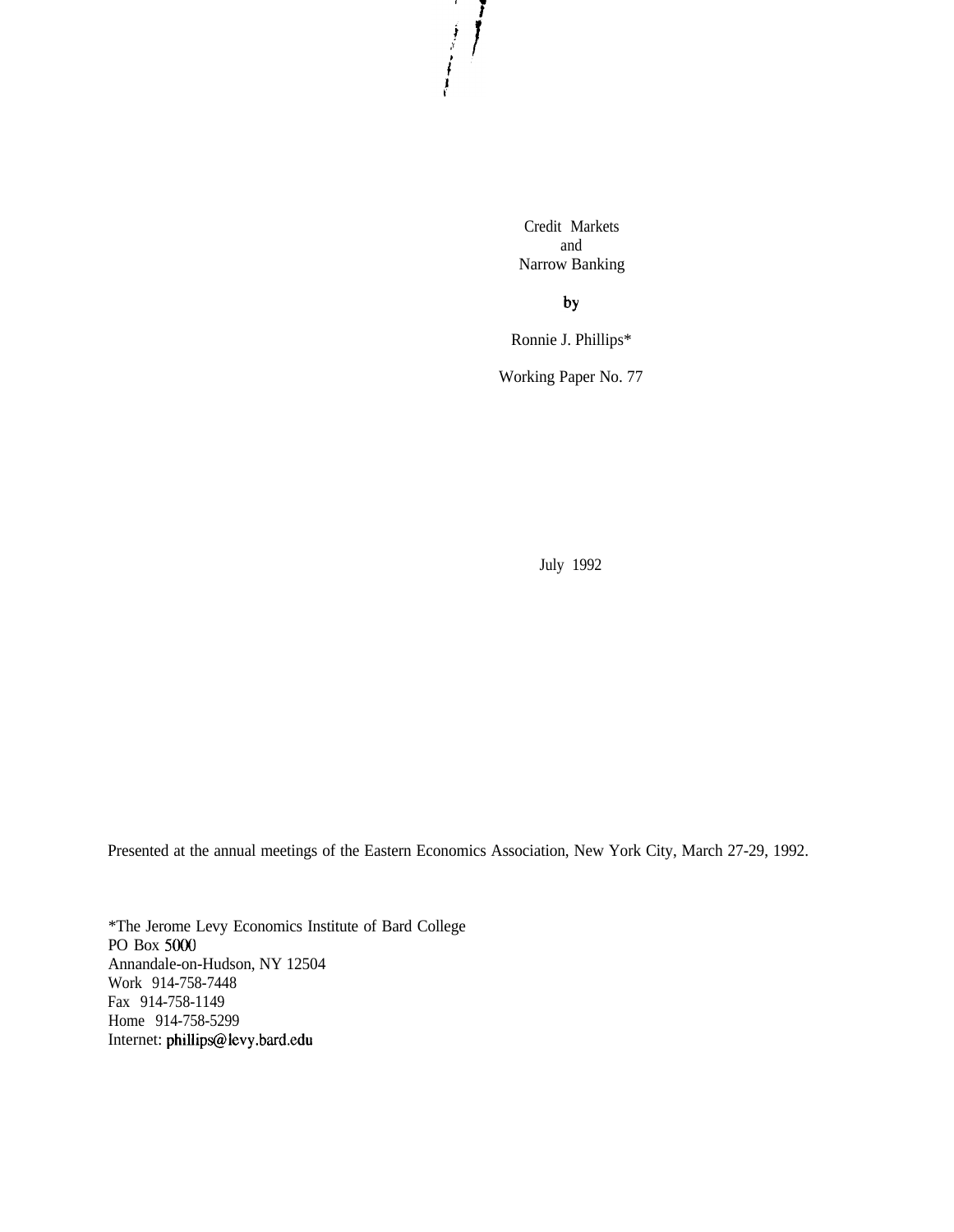# Credit Markets and Narrow Banking

by

Ronnie J. Phillips*

Working Paper No. 77

July 1992

Presented at the annual meetings of the Eastern Economics Association, New York City, March 27-29, 1992.

*The Jerome Levy Economics Institute of Bard College
PO Box 5000
Annandale-on-Hudson, NY 12504
Work 914-758-7448
Fax 914-758-1149
Home 914-758-5299
Internet: phillips@levy.bard.edu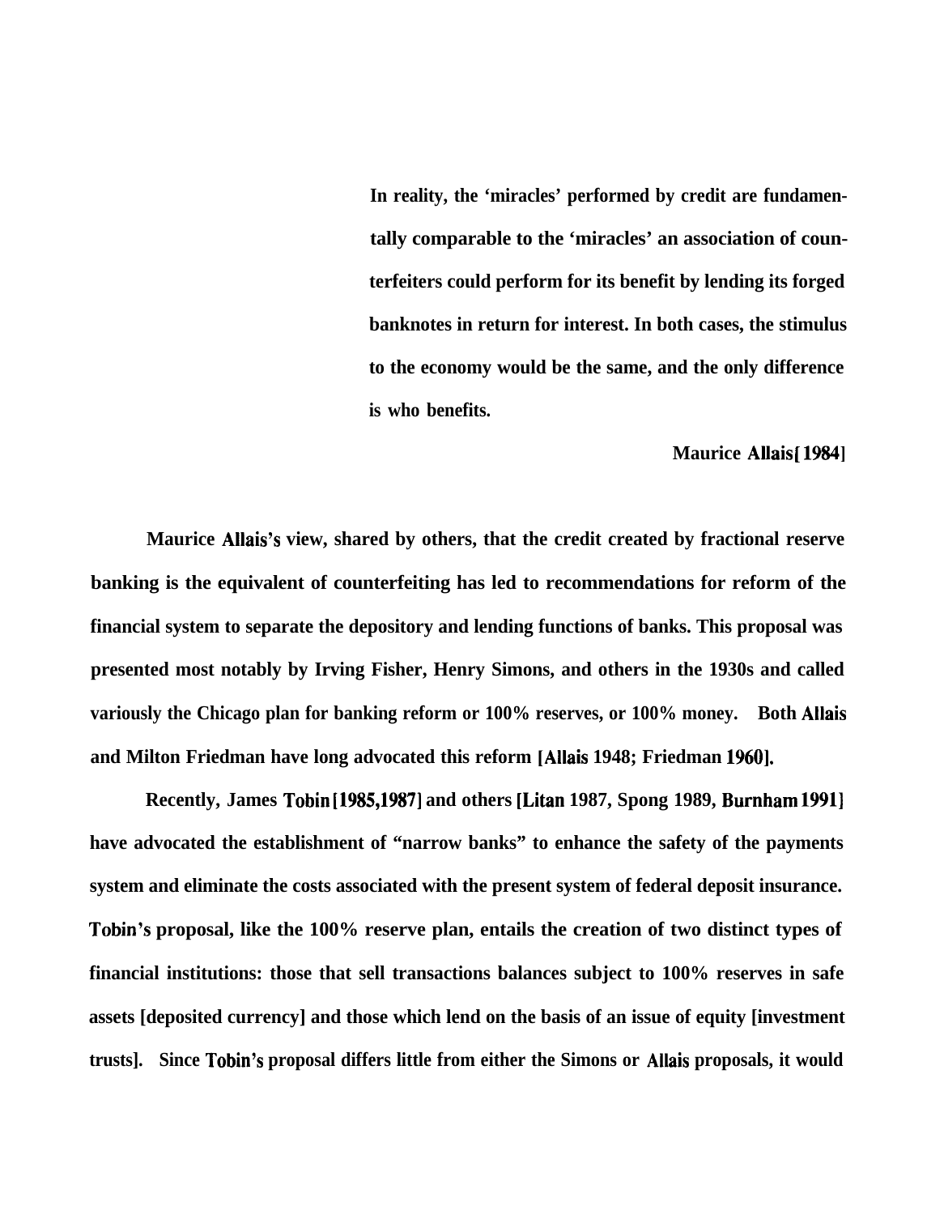> In reality, the 'miracles' performed by credit are fundamentally comparable to the 'miracles' an association of counterfeiters could perform for its benefit by lending its forged banknotes in return for interest. In both cases, the stimulus to the economy would be the same, and the only difference is who benefits.
>
> Maurice Allais [1984]

Maurice Allais's view, shared by others, that the credit created by fractional reserve banking is the equivalent of counterfeiting has led to recommendations for reform of the financial system to separate the depository and lending functions of banks. This proposal was presented most notably by Irving Fisher, Henry Simons, and others in the 1930s and called variously the Chicago plan for banking reform or 100% reserves, or 100% money. Both Allais and Milton Friedman have long advocated this reform [Allais 1948; Friedman 1960].

Recently, James Tobin [1985,1987] and others [Litan 1987, Spong 1989, Burnham 1991] have advocated the establishment of "narrow banks" to enhance the safety of the payments system and eliminate the costs associated with the present system of federal deposit insurance. Tobin's proposal, like the 100% reserve plan, entails the creation of two distinct types of financial institutions: those that sell transactions balances subject to 100% reserves in safe assets [deposited currency] and those which lend on the basis of an issue of equity [investment trusts]. Since Tobin's proposal differs little from either the Simons or Allais proposals, it would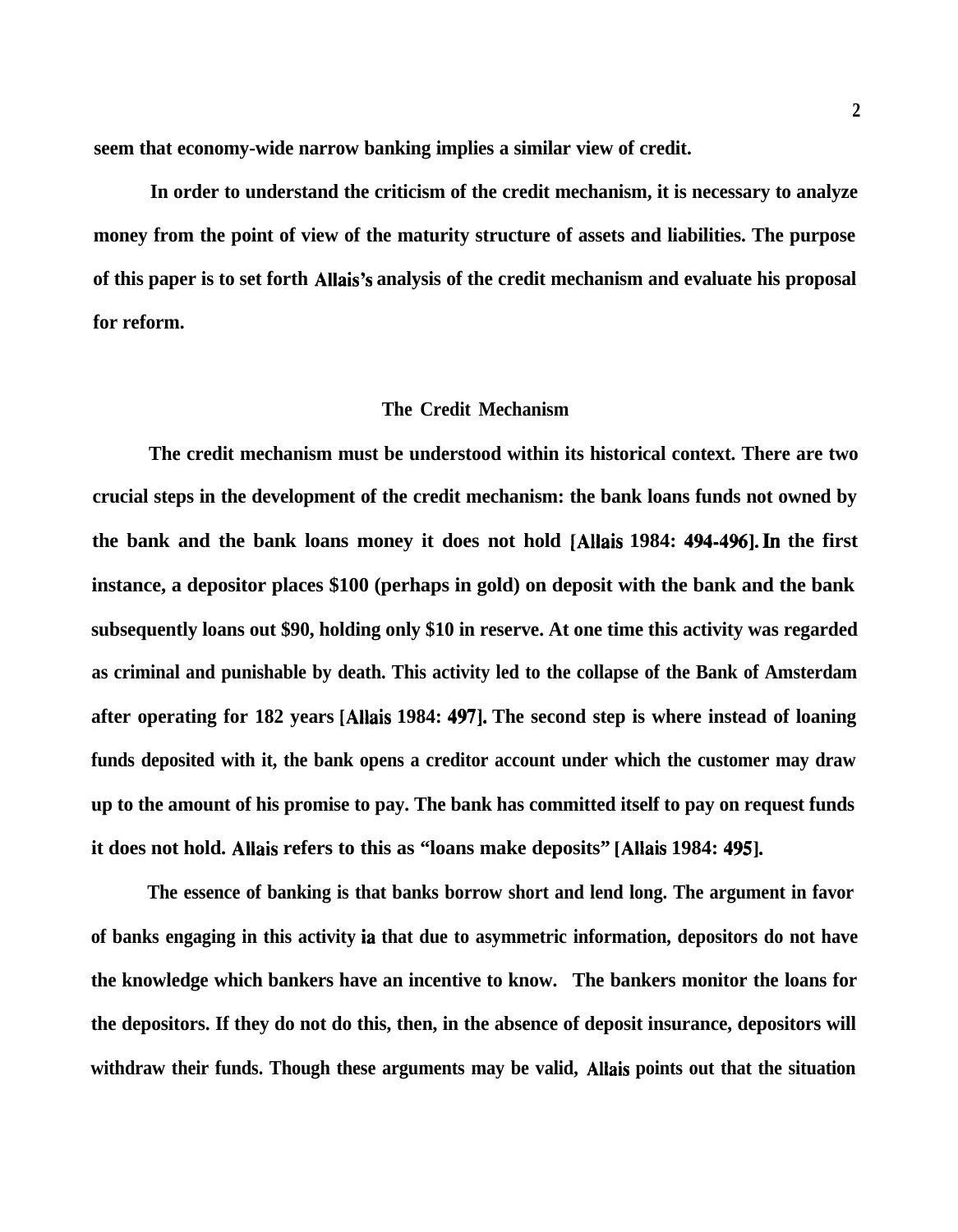seem that economy-wide narrow banking implies a similar view of credit.

In order to understand the criticism of the credit mechanism, it is necessary to analyze money from the point of view of the maturity structure of assets and liabilities. The purpose of this paper is to set forth Allais's analysis of the credit mechanism and evaluate his proposal for reform.

## The Credit Mechanism

The credit mechanism must be understood within its historical context. There are two crucial steps in the development of the credit mechanism: the bank loans funds not owned by the bank and the bank loans money it does not hold [Allais 1984: 494-496]. In the first instance, a depositor places $100 (perhaps in gold) on deposit with the bank and the bank subsequently loans out $90, holding only $10 in reserve. At one time this activity was regarded as criminal and punishable by death. This activity led to the collapse of the Bank of Amsterdam after operating for 182 years [Allais 1984: 497]. The second step is where instead of loaning funds deposited with it, the bank opens a creditor account under which the customer may draw up to the amount of his promise to pay. The bank has committed itself to pay on request funds it does not hold. Allais refers to this as "loans make deposits" [Allais 1984: 495].

The essence of banking is that banks borrow short and lend long. The argument in favor of banks engaging in this activity ia that due to asymmetric information, depositors do not have the knowledge which bankers have an incentive to know. The bankers monitor the loans for the depositors. If they do not do this, then, in the absence of deposit insurance, depositors will withdraw their funds. Though these arguments may be valid, Allais points out that the situation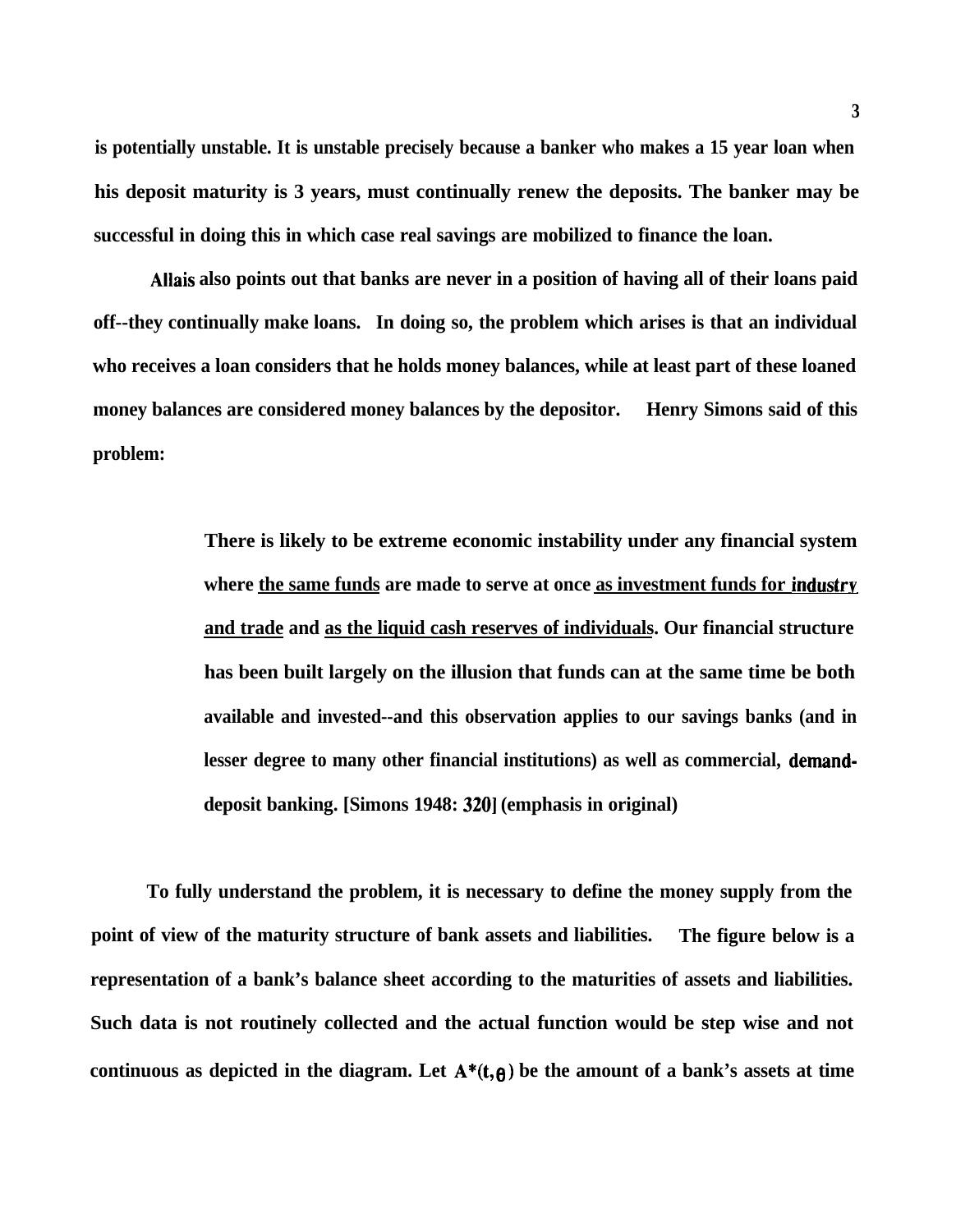is potentially unstable. It is unstable precisely because a banker who makes a 15 year loan when his deposit maturity is 3 years, must continually renew the deposits. The banker may be successful in doing this in which case real savings are mobilized to finance the loan.

Allais also points out that banks are never in a position of having all of their loans paid off--they continually make loans. In doing so, the problem which arises is that an individual who receives a loan considers that he holds money balances, while at least part of these loaned money balances are considered money balances by the depositor. Henry Simons said of this problem:

> There is likely to be extreme economic instability under any financial system where <u>the same funds</u> are made to serve at once <u>as investment funds for industry and trade</u> and <u>as the liquid cash reserves of individuals</u>. Our financial structure has been built largely on the illusion that funds can at the same time be both available and invested--and this observation applies to our savings banks (and in lesser degree to many other financial institutions) as well as commercial, demand-deposit banking. [Simons 1948: 320] (emphasis in original)

To fully understand the problem, it is necessary to define the money supply from the point of view of the maturity structure of bank assets and liabilities. The figure below is a representation of a bank's balance sheet according to the maturities of assets and liabilities. Such data is not routinely collected and the actual function would be step wise and not continuous as depicted in the diagram. Let $A^*(t,\theta)$ be the amount of a bank's assets at time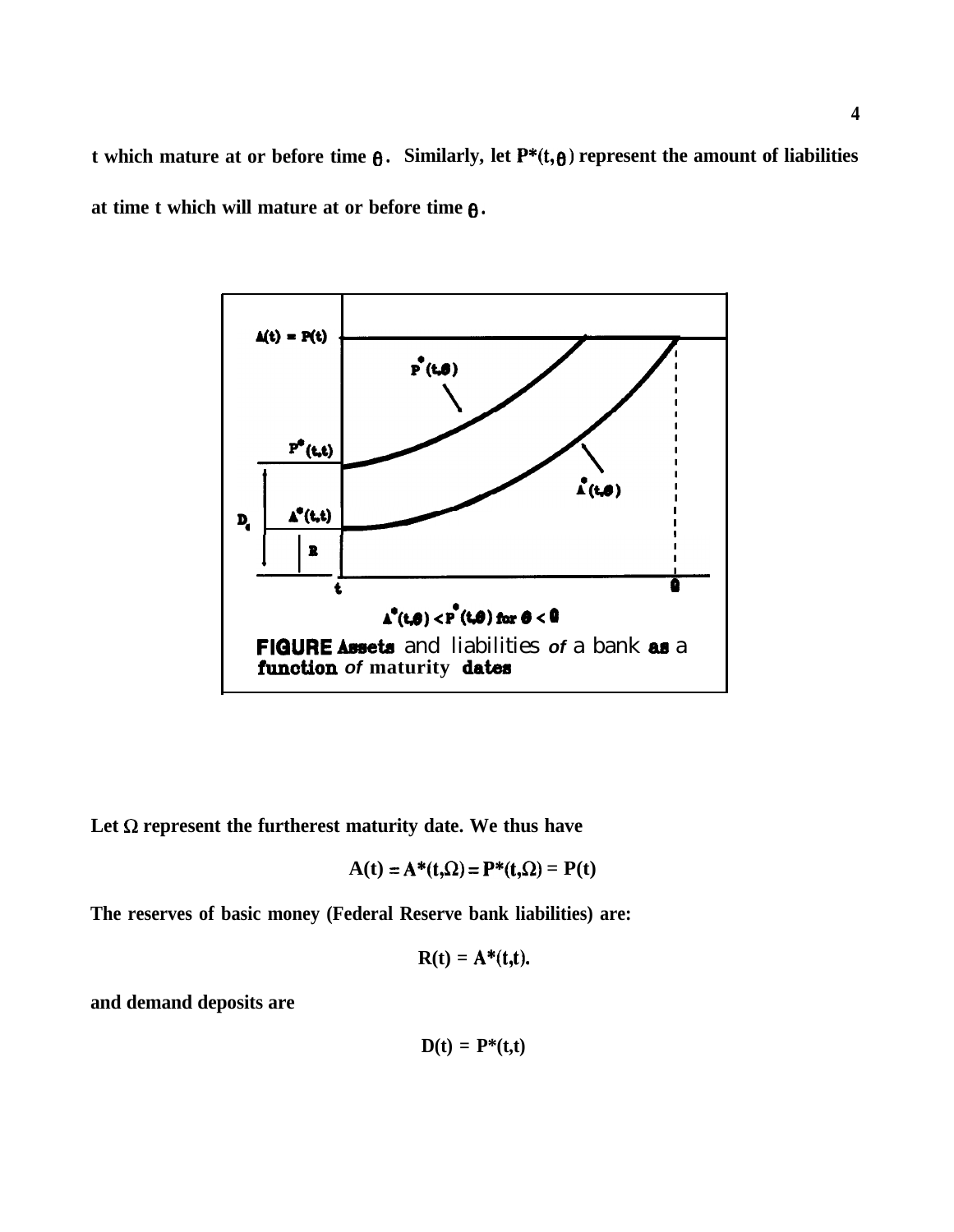t which mature at or before time $\theta$. Similarly, let $P^*(t,\theta)$ represent the amount of liabilities at time t which will mature at or before time $\theta$.

**FIGURE Assets and liabilities of a bank as a function of maturity dates**

Let $\Omega$ represent the furtherest maturity date. We thus have

$$A(t) = A^*(t,\Omega) = P^*(t,\Omega) = P(t)$$

The reserves of basic money (Federal Reserve bank liabilities) are:

$$R(t) = A^*(t,t).$$

and demand deposits are

$$D(t) = P^*(t,t)$$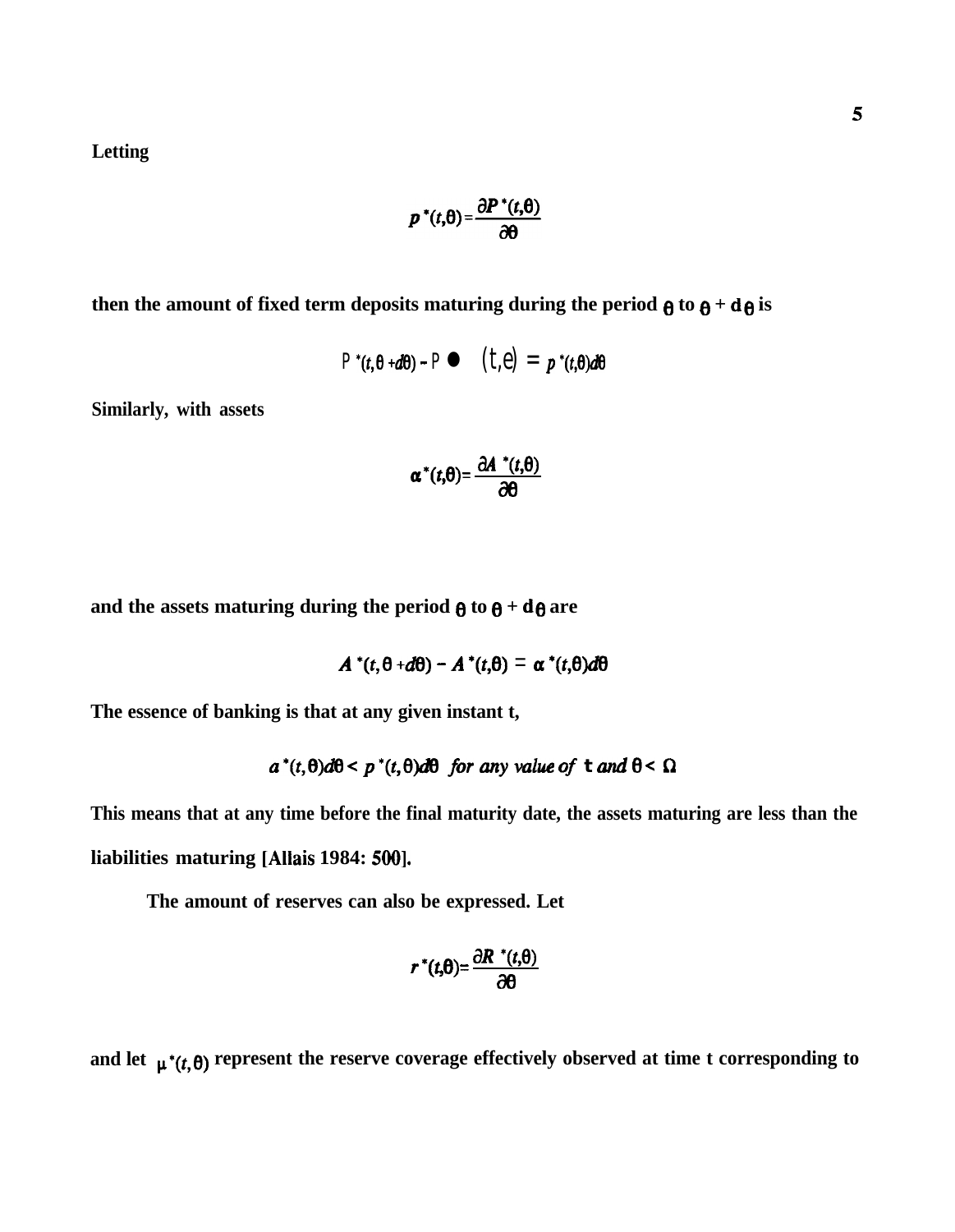Letting

$$p^*(t,\theta) = \frac{\partial P^*(t,\theta)}{\partial \theta}$$

then the amount of fixed term deposits maturing during the period $\theta$ to $\theta + d\theta$ is

$$P^*(t,\theta + d\theta) - P^*(t,\theta) = p^*(t,\theta)d\theta$$

Similarly, with assets

$$\alpha^*(t,\theta) = \frac{\partial A^*(t,\theta)}{\partial \theta}$$

and the assets maturing during the period $\theta$ to $\theta + d\theta$ are

$$A^*(t,\theta + d\theta) - A^*(t,\theta) = \alpha^*(t,\theta)d\theta$$

The essence of banking is that at any given instant t,

$$a^*(t,\theta)d\theta < p^*(t,\theta)d\theta \quad \textit{for any value of } t \textit{ and } \theta < \Omega$$

This means that at any time before the final maturity date, the assets maturing are less than the liabilities maturing [Allais 1984: 500].

The amount of reserves can also be expressed. Let

$$r^*(t,\theta) = \frac{\partial R^*(t,\theta)}{\partial \theta}$$

and let $\mu^*(t,\theta)$ represent the reserve coverage effectively observed at time t corresponding to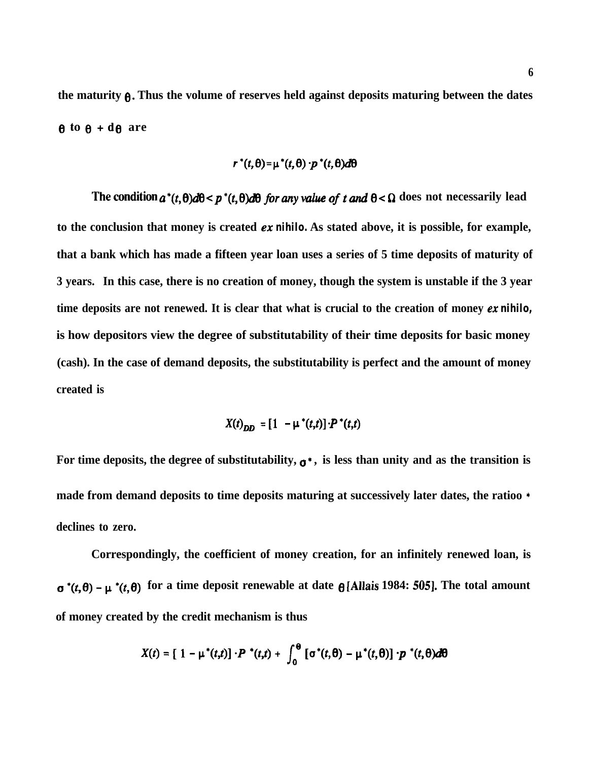the maturity $\theta$. Thus the volume of reserves held against deposits maturing between the dates $\theta$ to $\theta + d\theta$ are

$$r^*(t,\theta) = \mu^*(t,\theta) \cdot p^*(t,\theta)d\theta$$

The condition $a^*(t,\theta)d\theta < p^*(t,\theta)d\theta$ *for any value of t and* $\theta < \Omega$ does not necessarily lead to the conclusion that money is created *ex nihilo*. As stated above, it is possible, for example, that a bank which has made a fifteen year loan uses a series of 5 time deposits of maturity of 3 years. In this case, there is no creation of money, though the system is unstable if the 3 year time deposits are not renewed. It is clear that what is crucial to the creation of money *ex nihilo*, is how depositors view the degree of substitutability of their time deposits for basic money (cash). In the case of demand deposits, the substitutability is perfect and the amount of money created is

$$X(t)_{DD} = [1 - \mu^*(t,t)] \cdot P^*(t,t)$$

For time deposits, the degree of substitutability, $\sigma^*$, is less than unity and as the transition is made from demand deposits to time deposits maturing at successively later dates, the ratioo * declines to zero.

Correspondingly, the coefficient of money creation, for an infinitely renewed loan, is $\sigma^*(t,\theta) - \mu^*(t,\theta)$ for a time deposit renewable at date $\theta$ [Allais 1984: 505]. The total amount of money created by the credit mechanism is thus

$$X(t) = [1 - \mu^*(t,t)] \cdot P^*(t,t) + \int_0^{\theta} [\sigma^*(t,\theta) - \mu^*(t,\theta)] \cdot p^*(t,\theta)d\theta$$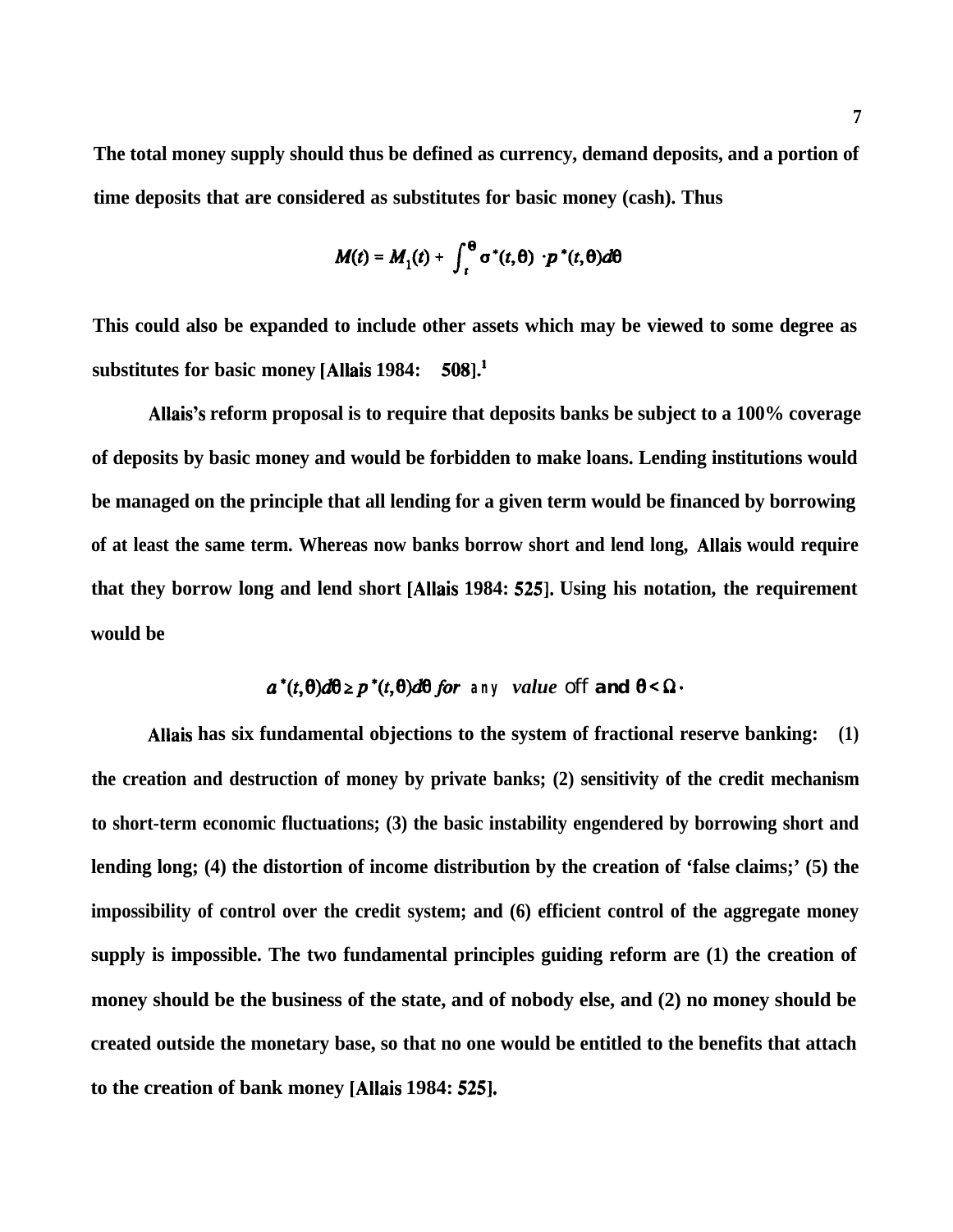The total money supply should thus be defined as currency, demand deposits, and a portion of time deposits that are considered as substitutes for basic money (cash). Thus

$$M(t) = M_1(t) + \int_t^{\theta} \sigma^*(t,\theta) \cdot p^*(t,\theta)d\theta$$

This could also be expanded to include other assets which may be viewed to some degree as substitutes for basic money [Allais 1984: 508].[1]

Allais's reform proposal is to require that deposits banks be subject to a 100% coverage of deposits by basic money and would be forbidden to make loans. Lending institutions would be managed on the principle that all lending for a given term would be financed by borrowing of at least the same term. Whereas now banks borrow short and lend long, Allais would require that they borrow long and lend short [Allais 1984: 525]. Using his notation, the requirement would be

$$a^*(t,\theta)d\theta \geq p^*(t,\theta)d\theta \text{ for any value off and } \theta < \Omega \cdot$$

Allais has six fundamental objections to the system of fractional reserve banking: (1) the creation and destruction of money by private banks; (2) sensitivity of the credit mechanism to short-term economic fluctuations; (3) the basic instability engendered by borrowing short and lending long; (4) the distortion of income distribution by the creation of 'false claims;' (5) the impossibility of control over the credit system; and (6) efficient control of the aggregate money supply is impossible. The two fundamental principles guiding reform are (1) the creation of money should be the business of the state, and of nobody else, and (2) no money should be created outside the monetary base, so that no one would be entitled to the benefits that attach to the creation of bank money [Allais 1984: 525].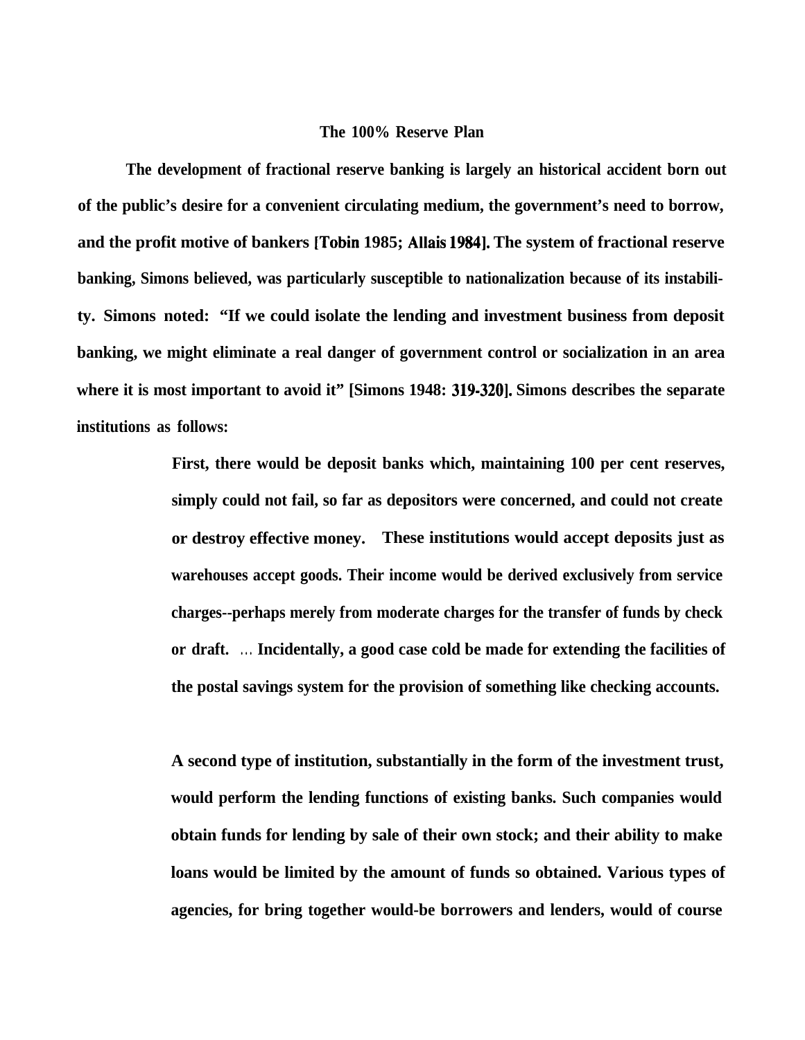## The 100% Reserve Plan

The development of fractional reserve banking is largely an historical accident born out of the public's desire for a convenient circulating medium, the government's need to borrow, and the profit motive of bankers [Tobin 1985; Allais 1984]. The system of fractional reserve banking, Simons believed, was particularly susceptible to nationalization because of its instability. Simons noted: "If we could isolate the lending and investment business from deposit banking, we might eliminate a real danger of government control or socialization in an area where it is most important to avoid it" [Simons 1948: 319-320]. Simons describes the separate institutions as follows:

> First, there would be deposit banks which, maintaining 100 per cent reserves, simply could not fail, so far as depositors were concerned, and could not create or destroy effective money. These institutions would accept deposits just as warehouses accept goods. Their income would be derived exclusively from service charges--perhaps merely from moderate charges for the transfer of funds by check or draft. ... Incidentally, a good case cold be made for extending the facilities of the postal savings system for the provision of something like checking accounts.
>
> A second type of institution, substantially in the form of the investment trust, would perform the lending functions of existing banks. Such companies would obtain funds for lending by sale of their own stock; and their ability to make loans would be limited by the amount of funds so obtained. Various types of agencies, for bring together would-be borrowers and lenders, would of course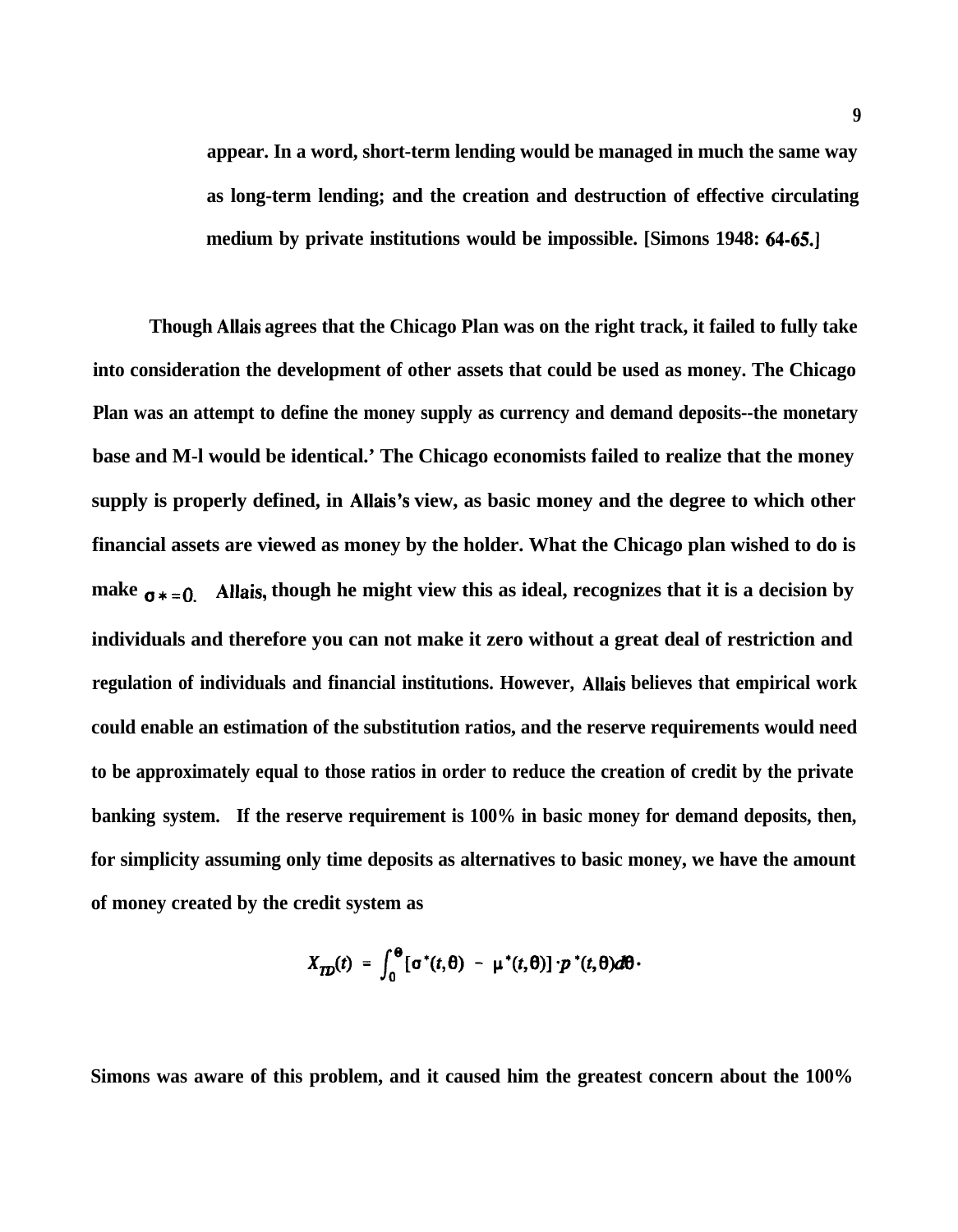appear. In a word, short-term lending would be managed in much the same way as long-term lending; and the creation and destruction of effective circulating medium by private institutions would be impossible. [Simons 1948: 64-65.]

Though Allais agrees that the Chicago Plan was on the right track, it failed to fully take into consideration the development of other assets that could be used as money. The Chicago Plan was an attempt to define the money supply as currency and demand deposits--the monetary base and M-l would be identical.' The Chicago economists failed to realize that the money supply is properly defined, in Allais's view, as basic money and the degree to which other financial assets are viewed as money by the holder. What the Chicago plan wished to do is make $\sigma * = 0$. Allais, though he might view this as ideal, recognizes that it is a decision by individuals and therefore you can not make it zero without a great deal of restriction and regulation of individuals and financial institutions. However, Allais believes that empirical work could enable an estimation of the substitution ratios, and the reserve requirements would need to be approximately equal to those ratios in order to reduce the creation of credit by the private banking system. If the reserve requirement is 100% in basic money for demand deposits, then, for simplicity assuming only time deposits as alternatives to basic money, we have the amount of money created by the credit system as

$$X_{TD}(t) = \int_0^{\theta} [\sigma^*(t,\theta) - \mu^*(t,\theta)] \cdot p^*(t,\theta) d\theta \cdot$$

Simons was aware of this problem, and it caused him the greatest concern about the 100%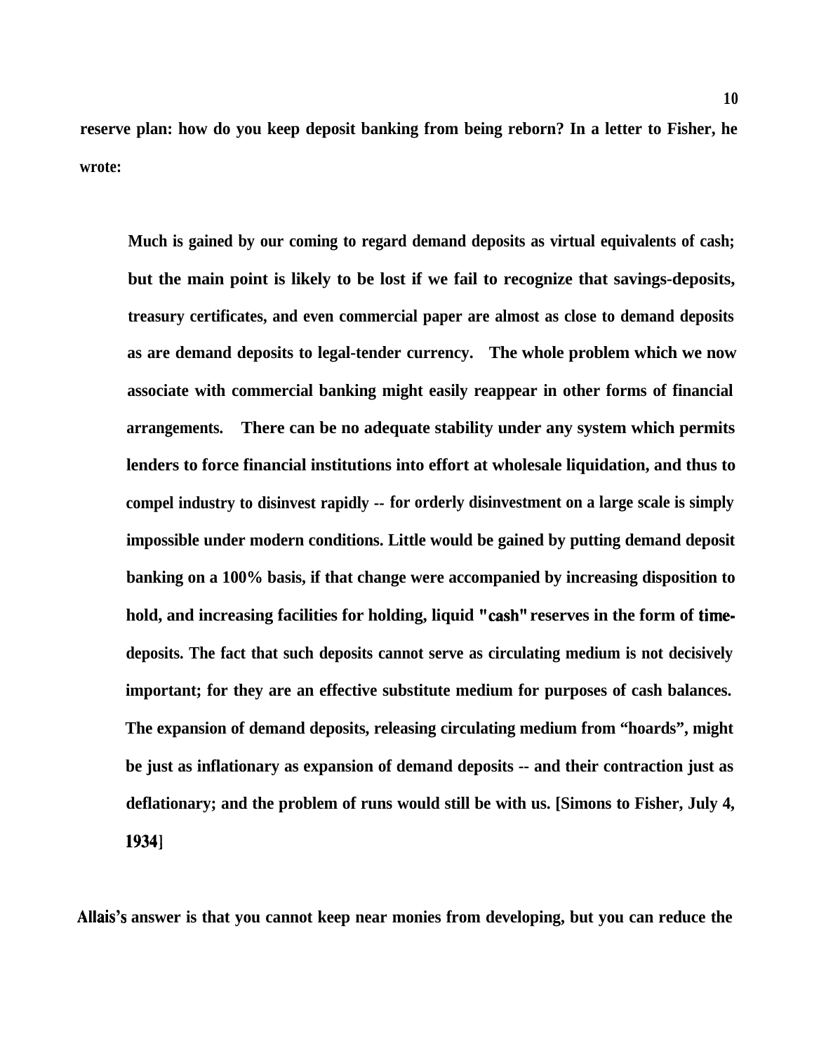reserve plan: how do you keep deposit banking from being reborn? In a letter to Fisher, he wrote:

> Much is gained by our coming to regard demand deposits as virtual equivalents of cash; but the main point is likely to be lost if we fail to recognize that savings-deposits, treasury certificates, and even commercial paper are almost as close to demand deposits as are demand deposits to legal-tender currency. The whole problem which we now associate with commercial banking might easily reappear in other forms of financial arrangements. There can be no adequate stability under any system which permits lenders to force financial institutions into effort at wholesale liquidation, and thus to compel industry to disinvest rapidly -- for orderly disinvestment on a large scale is simply impossible under modern conditions. Little would be gained by putting demand deposit banking on a 100% basis, if that change were accompanied by increasing disposition to hold, and increasing facilities for holding, liquid "cash" reserves in the form of time-deposits. The fact that such deposits cannot serve as circulating medium is not decisively important; for they are an effective substitute medium for purposes of cash balances. The expansion of demand deposits, releasing circulating medium from "hoards", might be just as inflationary as expansion of demand deposits -- and their contraction just as deflationary; and the problem of runs would still be with us. [Simons to Fisher, July 4, 1934]

Allais's answer is that you cannot keep near monies from developing, but you can reduce the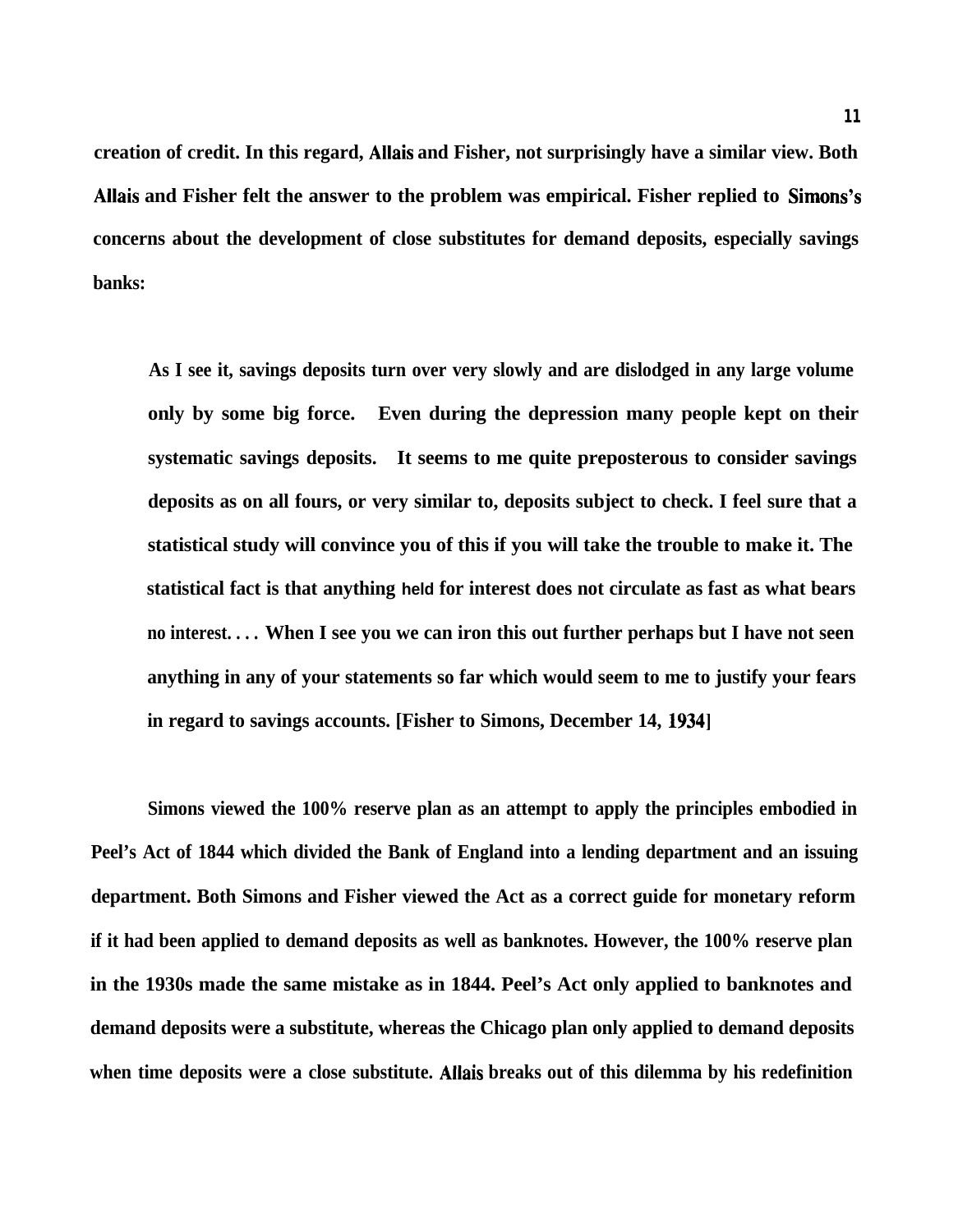creation of credit. In this regard, Allais and Fisher, not surprisingly have a similar view. Both Allais and Fisher felt the answer to the problem was empirical. Fisher replied to Simons's concerns about the development of close substitutes for demand deposits, especially savings banks:

> As I see it, savings deposits turn over very slowly and are dislodged in any large volume only by some big force. Even during the depression many people kept on their systematic savings deposits. It seems to me quite preposterous to consider savings deposits as on all fours, or very similar to, deposits subject to check. I feel sure that a statistical study will convince you of this if you will take the trouble to make it. The statistical fact is that anything held for interest does not circulate as fast as what bears no interest. . . . When I see you we can iron this out further perhaps but I have not seen anything in any of your statements so far which would seem to me to justify your fears in regard to savings accounts. [Fisher to Simons, December 14, 1934]

Simons viewed the 100% reserve plan as an attempt to apply the principles embodied in Peel's Act of 1844 which divided the Bank of England into a lending department and an issuing department. Both Simons and Fisher viewed the Act as a correct guide for monetary reform if it had been applied to demand deposits as well as banknotes. However, the 100% reserve plan in the 1930s made the same mistake as in 1844. Peel's Act only applied to banknotes and demand deposits were a substitute, whereas the Chicago plan only applied to demand deposits when time deposits were a close substitute. Allais breaks out of this dilemma by his redefinition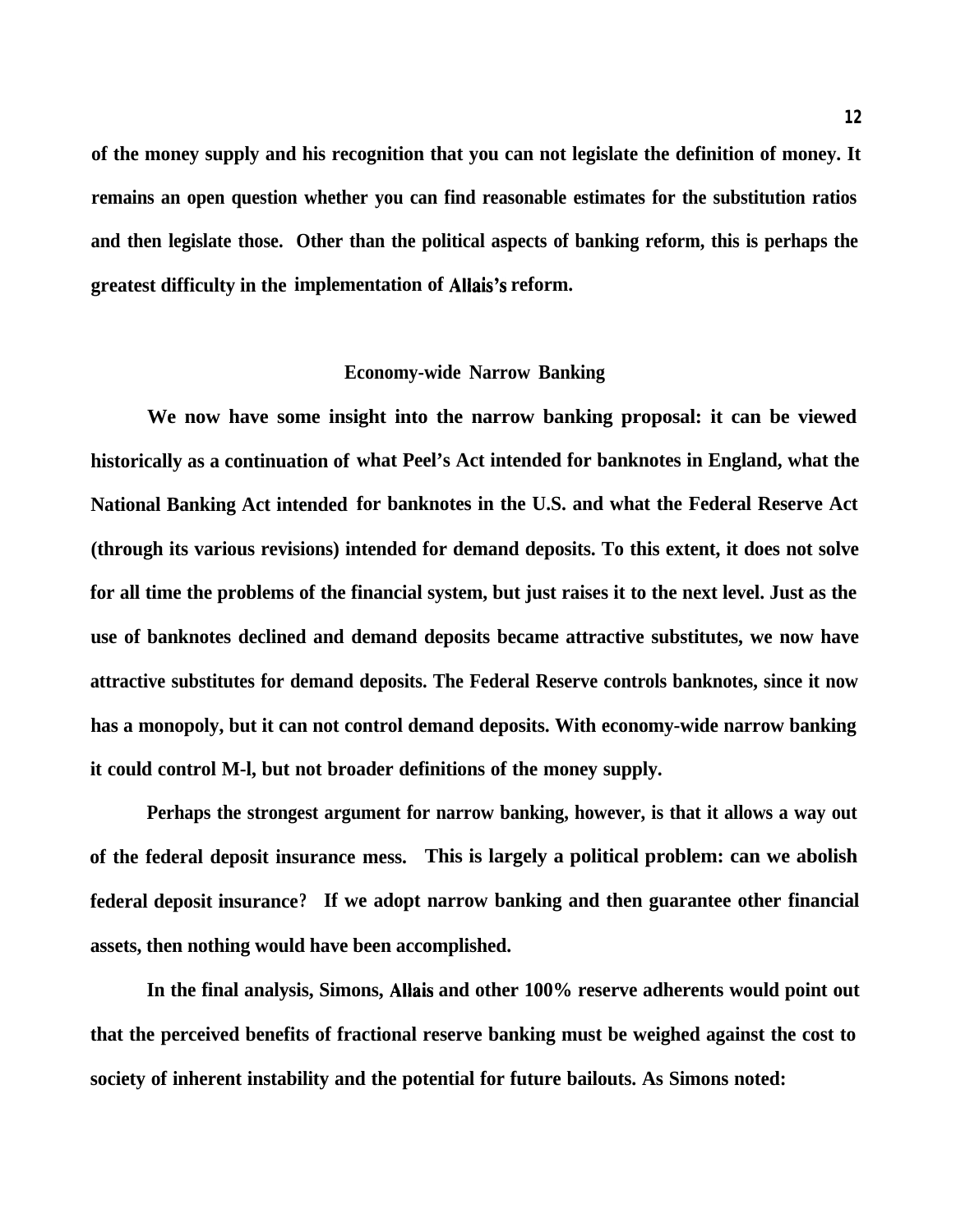of the money supply and his recognition that you can not legislate the definition of money. It remains an open question whether you can find reasonable estimates for the substitution ratios and then legislate those. Other than the political aspects of banking reform, this is perhaps the greatest difficulty in the implementation of Allais's reform.

## Economy-wide Narrow Banking

We now have some insight into the narrow banking proposal: it can be viewed historically as a continuation of what Peel's Act intended for banknotes in England, what the National Banking Act intended for banknotes in the U.S. and what the Federal Reserve Act (through its various revisions) intended for demand deposits. To this extent, it does not solve for all time the problems of the financial system, but just raises it to the next level. Just as the use of banknotes declined and demand deposits became attractive substitutes, we now have attractive substitutes for demand deposits. The Federal Reserve controls banknotes, since it now has a monopoly, but it can not control demand deposits. With economy-wide narrow banking it could control M-l, but not broader definitions of the money supply.

Perhaps the strongest argument for narrow banking, however, is that it allows a way out of the federal deposit insurance mess. This is largely a political problem: can we abolish federal deposit insurance? If we adopt narrow banking and then guarantee other financial assets, then nothing would have been accomplished.

In the final analysis, Simons, Allais and other 100% reserve adherents would point out that the perceived benefits of fractional reserve banking must be weighed against the cost to society of inherent instability and the potential for future bailouts. As Simons noted: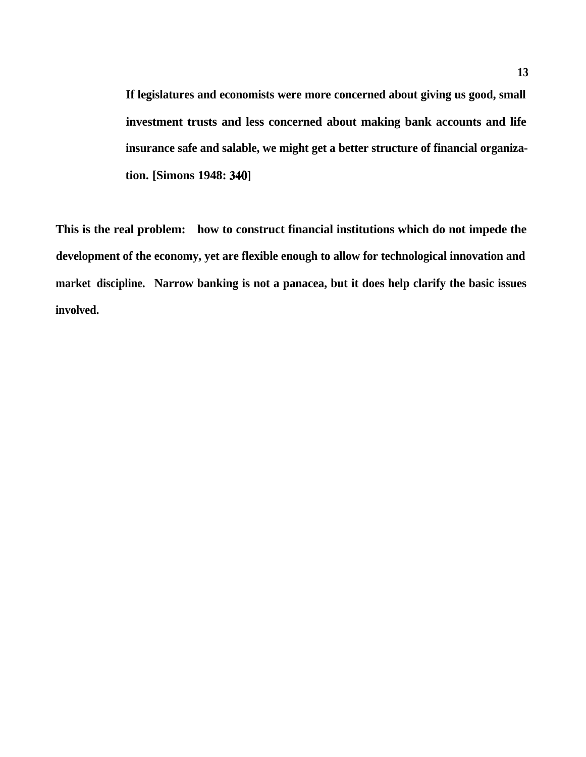> If legislatures and economists were more concerned about giving us good, small investment trusts and less concerned about making bank accounts and life insurance safe and salable, we might get a better structure of financial organization. [Simons 1948: 340]

This is the real problem: how to construct financial institutions which do not impede the development of the economy, yet are flexible enough to allow for technological innovation and market discipline. Narrow banking is not a panacea, but it does help clarify the basic issues involved.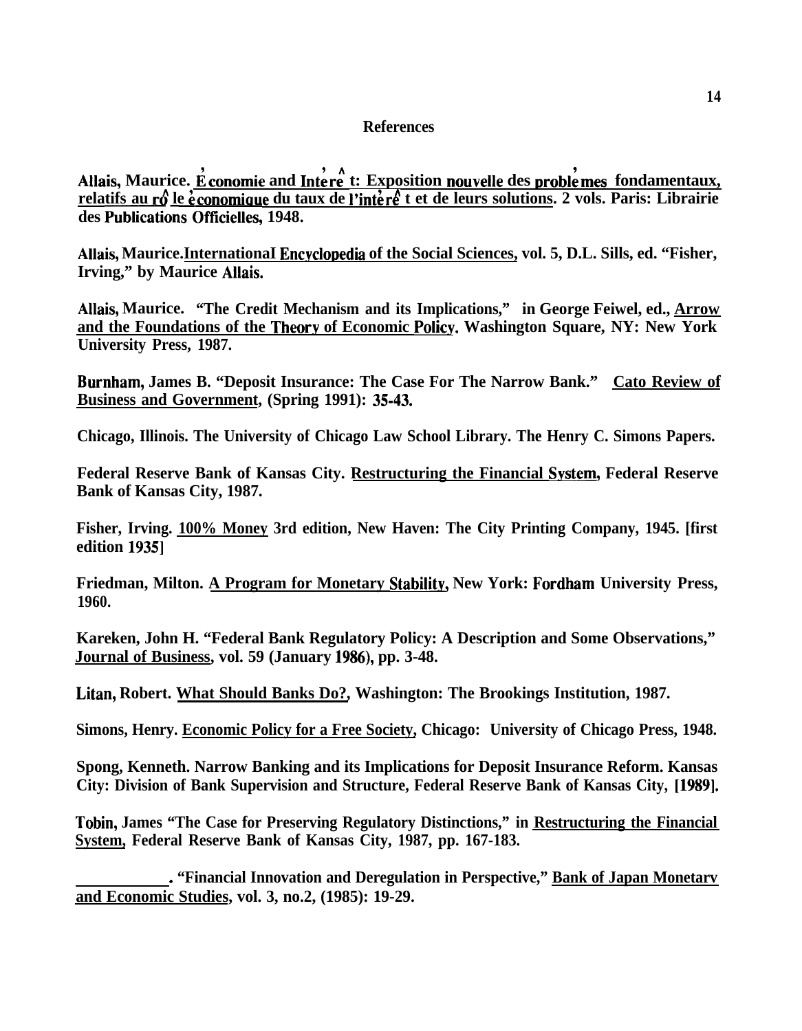## References

Allais, Maurice. Économie and Intérêt: Exposition nouvelle des problèmes fondamentaux, relatifs au rôle économique du taux de l'intérêt et de leurs solutions. 2 vols. Paris: Librairie des Publications Officielles, 1948.

Allais, Maurice. International Encyclopedia of the Social Sciences, vol. 5, D.L. Sills, ed. "Fisher, Irving," by Maurice Allais.

Allais, Maurice. "The Credit Mechanism and its Implications," in George Feiwel, ed., Arrow and the Foundations of the Theory of Economic Policy. Washington Square, NY: New York University Press, 1987.

Burnham, James B. "Deposit Insurance: The Case For The Narrow Bank." Cato Review of Business and Government, (Spring 1991): 35-43.

Chicago, Illinois. The University of Chicago Law School Library. The Henry C. Simons Papers.

Federal Reserve Bank of Kansas City. Restructuring the Financial System, Federal Reserve Bank of Kansas City, 1987.

Fisher, Irving. 100% Money 3rd edition, New Haven: The City Printing Company, 1945. [first edition 1935]

Friedman, Milton. A Program for Monetary Stability, New York: Fordham University Press, 1960.

Kareken, John H. "Federal Bank Regulatory Policy: A Description and Some Observations," Journal of Business, vol. 59 (January 1986), pp. 3-48.

Litan, Robert. What Should Banks Do?, Washington: The Brookings Institution, 1987.

Simons, Henry. Economic Policy for a Free Society, Chicago: University of Chicago Press, 1948.

Spong, Kenneth. Narrow Banking and its Implications for Deposit Insurance Reform. Kansas City: Division of Bank Supervision and Structure, Federal Reserve Bank of Kansas City, [1989].

Tobin, James "The Case for Preserving Regulatory Distinctions," in Restructuring the Financial System, Federal Reserve Bank of Kansas City, 1987, pp. 167-183.

__________. "Financial Innovation and Deregulation in Perspective," Bank of Japan Monetary and Economic Studies, vol. 3, no.2, (1985): 19-29.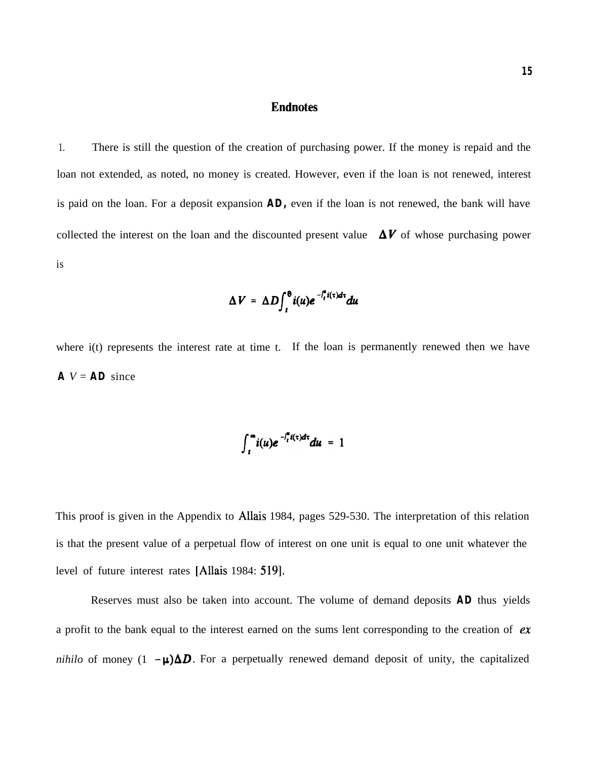## Endnotes

1. There is still the question of the creation of purchasing power. If the money is repaid and the loan not extended, as noted, no money is created. However, even if the loan is not renewed, interest is paid on the loan. For a deposit expansion $\Delta D$, even if the loan is not renewed, the bank will have collected the interest on the loan and the discounted present value $\Delta V$ of whose purchasing power is

$$\Delta V = \Delta D \int_t^{\theta} i(u) e^{-\int_t^u i(\tau) d\tau} du$$

where i(t) represents the interest rate at time t. If the loan is permanently renewed then we have $\Delta V = \Delta D$ since

$$\int_t^{\infty} i(u) e^{-\int_t^u i(\tau) d\tau} du = 1$$

This proof is given in the Appendix to Allais 1984, pages 529-530. The interpretation of this relation is that the present value of a perpetual flow of interest on one unit is equal to one unit whatever the level of future interest rates [Allais 1984: 519].

Reserves must also be taken into account. The volume of demand deposits $\Delta D$ thus yields a profit to the bank equal to the interest earned on the sums lent corresponding to the creation of *ex nihilo* of money $(1 - \mu)\Delta D$. For a perpetually renewed demand deposit of unity, the capitalized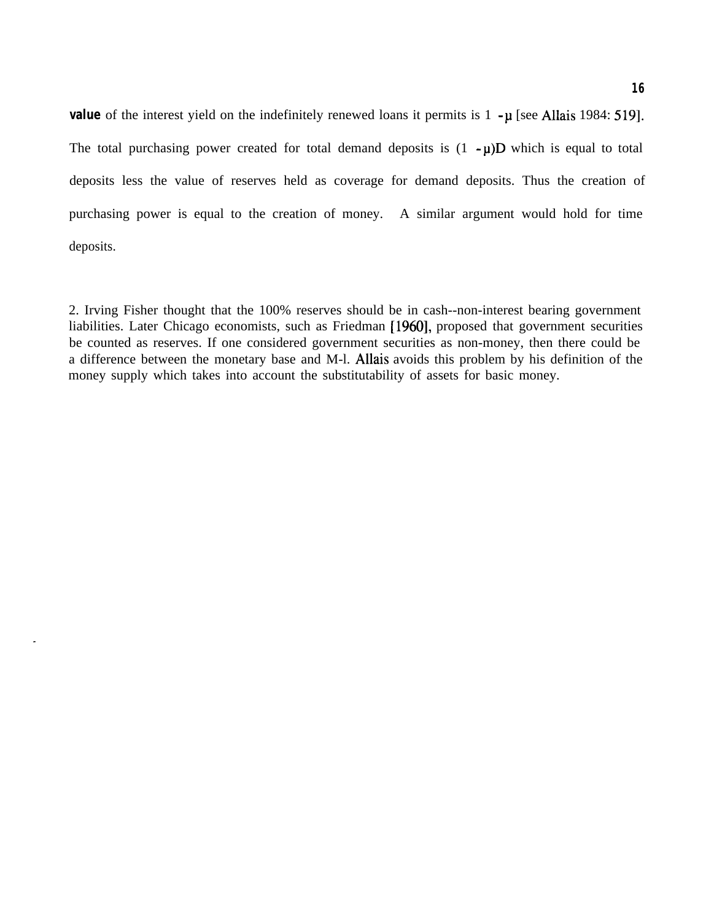value of the interest yield on the indefinitely renewed loans it permits is $1 - \mu$ [see Allais 1984: 519]. The total purchasing power created for total demand deposits is $(1 - \mu)D$ which is equal to total deposits less the value of reserves held as coverage for demand deposits. Thus the creation of purchasing power is equal to the creation of money. A similar argument would hold for time deposits.

2. Irving Fisher thought that the 100% reserves should be in cash--non-interest bearing government liabilities. Later Chicago economists, such as Friedman [1960], proposed that government securities be counted as reserves. If one considered government securities as non-money, then there could be a difference between the monetary base and M-l. Allais avoids this problem by his definition of the money supply which takes into account the substitutability of assets for basic money.